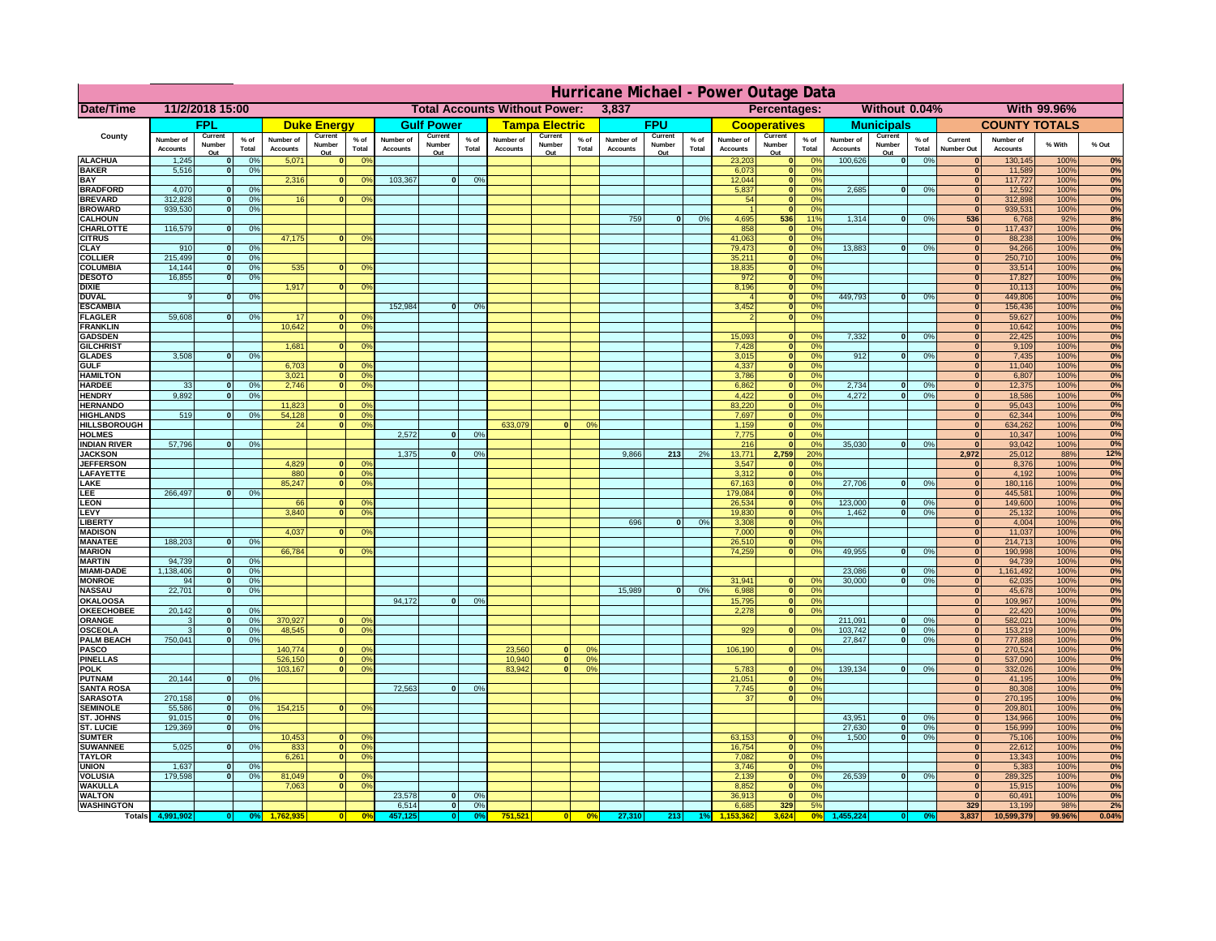# Hurricane Michael - Power Outage Data

| Date/Time | 11/2/2018 15:00 | | | | | | Total Accounts Without Power: | | | 3,837 | | | | | | Percentages: | | | Without 0.04% | | | | With 99.96% | | |
|---|---|---|---|---|---|---|---|---|---|---|---|---|---|---|---|---|---|---|---|---|---|---|---|---|---|
| County | FPL | | | Duke Energy | | | Gulf Power | | | Tampa Electric | | | FPU | | | Cooperatives | | | Municipals | | | COUNTY TOTALS | | | |
| | Number of Accounts | Current Number Out | % of Total | Number of Accounts | Current Number Out | % of Total | Number of Accounts | Current Number Out | % of Total | Number of Accounts | Current Number Out | % of Total | Number of Accounts | Current Number Out | % of Total | Number of Accounts | Current Number Out | % of Total | Number of Accounts | Current Number Out | % of Total | Current Number Out | Number of Accounts | % With | % Out |
| ALACHUA | 1,245 | 0 | 0% | 5,071 | 0 | 0% | | | | | | | | | | 23,203 | 0 | 0% | 100,626 | 0 | 0% | 0 | 130,145 | 100% | 0% |
| BAKER | 5,516 | 0 | 0% | | | | | | | | | | | | | 6,073 | 0 | 0% | | | | 0 | 11,589 | 100% | 0% |
| BAY | | | | 2,316 | 0 | 0% | 103,367 | 0 | 0% | | | | | | | 12,044 | 0 | 0% | | | | 0 | 117,727 | 100% | 0% |
| BRADFORD | 4,070 | 0 | 0% | | | | | | | | | | | | | 5,837 | 0 | 0% | 2,685 | 0 | 0% | 0 | 12,592 | 100% | 0% |
| BREVARD | 312,828 | 0 | 0% | 16 | 0 | 0% | | | | | | | | | | 54 | 0 | 0% | | | | 0 | 312,898 | 100% | 0% |
| BROWARD | 939,530 | 0 | 0% | | | | | | | | | | | | | 1 | 0 | 0% | | | | 0 | 939,531 | 100% | 0% |
| CALHOUN | | | | | | | | | | | | | 759 | 0 | 0% | 4,695 | 536 | 11% | 1,314 | 0 | 0% | 536 | 6,768 | 92% | 8% |
| CHARLOTTE | 116,579 | 0 | 0% | | | | | | | | | | | | | 858 | 0 | 0% | | | | 0 | 117,437 | 100% | 0% |
| CITRUS | | | | 47,175 | 0 | 0% | | | | | | | | | | 41,063 | 0 | 0% | | | | 0 | 88,238 | 100% | 0% |
| CLAY | 910 | 0 | 0% | | | | | | | | | | | | | 79,473 | 0 | 0% | 13,883 | 0 | 0% | 0 | 94,266 | 100% | 0% |
| COLLIER | 215,499 | 0 | 0% | | | | | | | | | | | | | 35,211 | 0 | 0% | | | | 0 | 250,710 | 100% | 0% |
| COLUMBIA | 14,144 | 0 | 0% | 535 | 0 | 0% | | | | | | | | | | 18,835 | 0 | 0% | | | | 0 | 33,514 | 100% | 0% |
| DESOTO | 16,855 | 0 | 0% | | | | | | | | | | | | | 972 | 0 | 0% | | | | 0 | 17,827 | 100% | 0% |
| DIXIE | | | | 1,917 | 0 | 0% | | | | | | | | | | 8,196 | 0 | 0% | | | | 0 | 10,113 | 100% | 0% |
| DUVAL | 9 | 0 | 0% | | | | | | | | | | | | | 4 | 0 | 0% | 449,793 | 0 | 0% | 0 | 449,806 | 100% | 0% |
| ESCAMBIA | | | | | | | 152,984 | 0 | 0% | | | | | | | 3,452 | 0 | 0% | | | | 0 | 156,436 | 100% | 0% |
| FLAGLER | 59,608 | 0 | 0% | 17 | 0 | 0% | | | | | | | | | | 2 | 0 | 0% | | | | 0 | 59,627 | 100% | 0% |
| FRANKLIN | | | | 10,642 | 0 | 0% | | | | | | | | | | | | | | | | 0 | 10,642 | 100% | 0% |
| GADSDEN | | | | | | | | | | | | | | | | 15,093 | 0 | 0% | 7,332 | 0 | 0% | 0 | 22,425 | 100% | 0% |
| GILCHRIST | | | | 1,681 | 0 | 0% | | | | | | | | | | 7,428 | 0 | 0% | | | | 0 | 9,109 | 100% | 0% |
| GLADES | 3,508 | 0 | 0% | | | | | | | | | | | | | 3,015 | 0 | 0% | 912 | 0 | 0% | 0 | 7,435 | 100% | 0% |
| GULF | | | | 6,703 | 0 | 0% | | | | | | | | | | 4,337 | 0 | 0% | | | | 0 | 11,040 | 100% | 0% |
| HAMILTON | | | | 3,021 | 0 | 0% | | | | | | | | | | 3,786 | 0 | 0% | | | | 0 | 6,807 | 100% | 0% |
| HARDEE | 33 | 0 | 0% | 2,746 | 0 | 0% | | | | | | | | | | 6,862 | 0 | 0% | 2,734 | 0 | 0% | 0 | 12,375 | 100% | 0% |
| HENDRY | 9,892 | 0 | 0% | | | | | | | | | | | | | 4,422 | 0 | 0% | 4,272 | 0 | 0% | 0 | 18,586 | 100% | 0% |
| HERNANDO | | | | 11,823 | 0 | 0% | | | | | | | | | | 83,220 | 0 | 0% | | | | 0 | 95,043 | 100% | 0% |
| HIGHLANDS | 519 | 0 | 0% | 54,128 | 0 | 0% | | | | | | | | | | 7,697 | 0 | 0% | | | | 0 | 62,344 | 100% | 0% |
| HILLSBOROUGH | | | | 24 | 0 | 0% | | | | 633,079 | 0 | 0% | | | | 1,159 | 0 | 0% | | | | 0 | 634,262 | 100% | 0% |
| HOLMES | | | | | | | 2,572 | 0 | 0% | | | | | | | 7,775 | 0 | 0% | | | | 0 | 10,347 | 100% | 0% |
| INDIAN RIVER | 57,796 | 0 | 0% | | | | | | | | | | | | | 216 | 0 | 0% | 35,030 | 0 | 0% | 0 | 93,042 | 100% | 0% |
| JACKSON | | | | | | | 1,375 | 0 | 0% | | | | 9,866 | 213 | 2% | 13,771 | 2,759 | 20% | | | | 2,972 | 25,012 | 88% | 12% |
| JEFFERSON | | | | 4,829 | 0 | 0% | | | | | | | | | | 3,547 | 0 | 0% | | | | 0 | 8,376 | 100% | 0% |
| LAFAYETTE | | | | 880 | 0 | 0% | | | | | | | | | | 3,312 | 0 | 0% | | | | 0 | 4,192 | 100% | 0% |
| LAKE | | | | 85,247 | 0 | 0% | | | | | | | | | | 67,163 | 0 | 0% | 27,706 | 0 | 0% | 0 | 180,116 | 100% | 0% |
| LEE | 266,497 | 0 | 0% | | | | | | | | | | | | | 179,084 | 0 | 0% | | | | 0 | 445,581 | 100% | 0% |
| LEON | | | | 66 | 0 | 0% | | | | | | | | | | 26,534 | 0 | 0% | 123,000 | 0 | 0% | 0 | 149,600 | 100% | 0% |
| LEVY | | | | 3,840 | 0 | 0% | | | | | | | | | | 19,830 | 0 | 0% | 1,462 | 0 | 0% | 0 | 25,132 | 100% | 0% |
| LIBERTY | | | | | | | | | | | | | 696 | 0 | 0% | 3,308 | 0 | 0% | | | | 0 | 4,004 | 100% | 0% |
| MADISON | | | | 4,037 | 0 | 0% | | | | | | | | | | 7,000 | 0 | 0% | | | | 0 | 11,037 | 100% | 0% |
| MANATEE | 188,203 | 0 | 0% | | | | | | | | | | | | | 26,510 | 0 | 0% | | | | 0 | 214,713 | 100% | 0% |
| MARION | | | | 66,784 | 0 | 0% | | | | | | | | | | 74,259 | 0 | 0% | 49,955 | 0 | 0% | 0 | 190,998 | 100% | 0% |
| MARTIN | 94,739 | 0 | 0% | | | | | | | | | | | | | | | | | | | 0 | 94,739 | 100% | 0% |
| MIAMI-DADE | 1,138,406 | 0 | 0% | | | | | | | | | | | | | | | | 23,086 | 0 | 0% | 0 | 1,161,492 | 100% | 0% |
| MONROE | 94 | 0 | 0% | | | | | | | | | | | | | 31,941 | 0 | 0% | 30,000 | 0 | 0% | 0 | 62,035 | 100% | 0% |
| NASSAU | 22,701 | 0 | 0% | | | | | | | | | | 15,989 | 0 | 0% | 6,988 | 0 | 0% | | | | 0 | 45,678 | 100% | 0% |
| OKALOOSA | | | | | | | 94,172 | 0 | 0% | | | | | | | 15,795 | 0 | 0% | | | | 0 | 109,967 | 100% | 0% |
| OKEECHOBEE | 20,142 | 0 | 0% | | | | | | | | | | | | | 2,278 | 0 | 0% | | | | 0 | 22,420 | 100% | 0% |
| ORANGE | 3 | 0 | 0% | 370,927 | 0 | 0% | | | | | | | | | | | | | 211,091 | 0 | 0% | 0 | 582,021 | 100% | 0% |
| OSCEOLA | 3 | 0 | 0% | 48,545 | 0 | 0% | | | | | | | | | | 929 | 0 | 0% | 103,742 | 0 | 0% | 0 | 153,219 | 100% | 0% |
| PALM BEACH | 750,041 | 0 | 0% | | | | | | | | | | | | | | | | 27,847 | 0 | 0% | 0 | 777,888 | 100% | 0% |
| PASCO | | | | 140,774 | 0 | 0% | | | | 23,560 | 0 | 0% | | | | 106,190 | 0 | 0% | | | | 0 | 270,524 | 100% | 0% |
| PINELLAS | | | | 526,150 | 0 | 0% | | | | 10,940 | 0 | 0% | | | | | | | | | | 0 | 537,090 | 100% | 0% |
| POLK | | | | 103,167 | 0 | 0% | | | | 83,942 | 0 | 0% | | | | 5,783 | 0 | 0% | 139,134 | 0 | 0% | 0 | 332,026 | 100% | 0% |
| PUTNAM | 20,144 | 0 | 0% | | | | | | | | | | | | | 21,051 | 0 | 0% | | | | 0 | 41,195 | 100% | 0% |
| SANTA ROSA | | | | | | | 72,563 | 0 | 0% | | | | | | | 7,745 | 0 | 0% | | | | 0 | 80,308 | 100% | 0% |
| SARASOTA | 270,158 | 0 | 0% | | | | | | | | | | | | | 37 | 0 | 0% | | | | 0 | 270,195 | 100% | 0% |
| SEMINOLE | 55,586 | 0 | 0% | 154,215 | 0 | 0% | | | | | | | | | | | | | | | | 0 | 209,801 | 100% | 0% |
| ST. JOHNS | 91,015 | 0 | 0% | | | | | | | | | | | | | | | | 43,951 | 0 | 0% | 0 | 134,966 | 100% | 0% |
| ST. LUCIE | 129,369 | 0 | 0% | | | | | | | | | | | | | | | | 27,630 | 0 | 0% | 0 | 156,999 | 100% | 0% |
| SUMTER | | | | 10,453 | 0 | 0% | | | | | | | | | | 63,153 | 0 | 0% | 1,500 | 0 | 0% | 0 | 75,106 | 100% | 0% |
| SUWANNEE | 5,025 | 0 | 0% | 833 | 0 | 0% | | | | | | | | | | 16,754 | 0 | 0% | | | | 0 | 22,612 | 100% | 0% |
| TAYLOR | | | | 6,261 | 0 | 0% | | | | | | | | | | 7,082 | 0 | 0% | | | | 0 | 13,343 | 100% | 0% |
| UNION | 1,637 | 0 | 0% | | | | | | | | | | | | | 3,746 | 0 | 0% | | | | 0 | 5,383 | 100% | 0% |
| VOLUSIA | 179,598 | 0 | 0% | 81,049 | 0 | 0% | | | | | | | | | | 2,139 | 0 | 0% | 26,539 | 0 | 0% | 0 | 289,325 | 100% | 0% |
| WAKULLA | | | | 7,063 | 0 | 0% | | | | | | | | | | 8,852 | 0 | 0% | | | | 0 | 15,915 | 100% | 0% |
| WALTON | | | | | | | 23,578 | 0 | 0% | | | | | | | 36,913 | 0 | 0% | | | | 0 | 60,491 | 100% | 0% |
| WASHINGTON | | | | | | | 6,514 | 0 | 0% | | | | | | | 6,685 | 329 | 5% | | | | 329 | 13,199 | 98% | 2% |
| Totals | 4,991,902 | 0 | 0% | 1,762,935 | 0 | 0% | 457,125 | 0 | 0% | 751,521 | 0 | 0% | 27,310 | 213 | 1% | 1,153,362 | 3,624 | 0% | 1,455,224 | 0 | 0% | 3,837 | 10,599,379 | 99.96% | 0.04% |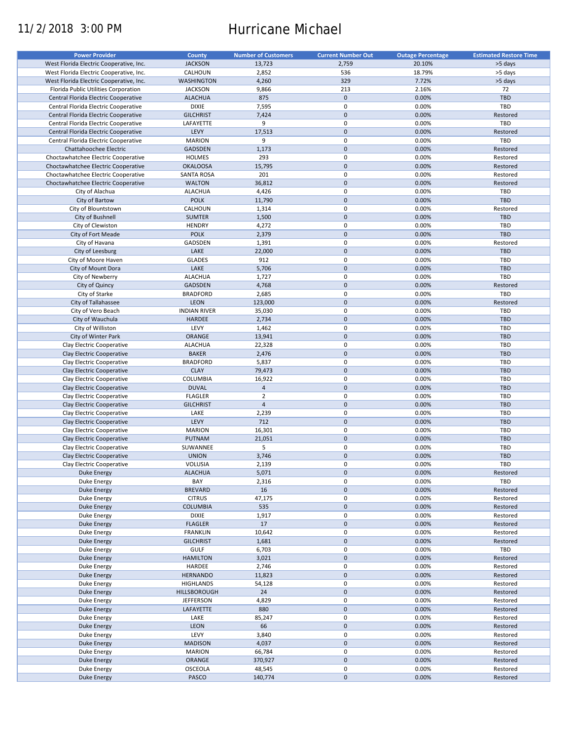11/2/2018 3:00 PM

# Hurricane Michael

| Power Provider | County | Number of Customers | Current Number Out | Outage Percentage | Estimated Restore Time |
|---|---|---|---|---|---|
| West Florida Electric Cooperative, Inc. | JACKSON | 13,723 | 2,759 | 20.10% | >5 days |
| West Florida Electric Cooperative, Inc. | CALHOUN | 2,852 | 536 | 18.79% | >5 days |
| West Florida Electric Cooperative, Inc. | WASHINGTON | 4,260 | 329 | 7.72% | >5 days |
| Florida Public Utilities Corporation | JACKSON | 9,866 | 213 | 2.16% | 72 |
| Central Florida Electric Cooperative | ALACHUA | 875 | 0 | 0.00% | TBD |
| Central Florida Electric Cooperative | DIXIE | 7,595 | 0 | 0.00% | TBD |
| Central Florida Electric Cooperative | GILCHRIST | 7,424 | 0 | 0.00% | Restored |
| Central Florida Electric Cooperative | LAFAYETTE | 9 | 0 | 0.00% | TBD |
| Central Florida Electric Cooperative | LEVY | 17,513 | 0 | 0.00% | Restored |
| Central Florida Electric Cooperative | MARION | 9 | 0 | 0.00% | TBD |
| Chattahoochee Electric | GADSDEN | 1,173 | 0 | 0.00% | Restored |
| Choctawhatchee Electric Cooperative | HOLMES | 293 | 0 | 0.00% | Restored |
| Choctawhatchee Electric Cooperative | OKALOOSA | 15,795 | 0 | 0.00% | Restored |
| Choctawhatchee Electric Cooperative | SANTA ROSA | 201 | 0 | 0.00% | Restored |
| Choctawhatchee Electric Cooperative | WALTON | 36,812 | 0 | 0.00% | Restored |
| City of Alachua | ALACHUA | 4,426 | 0 | 0.00% | TBD |
| City of Bartow | POLK | 11,790 | 0 | 0.00% | TBD |
| City of Blountstown | CALHOUN | 1,314 | 0 | 0.00% | Restored |
| City of Bushnell | SUMTER | 1,500 | 0 | 0.00% | TBD |
| City of Clewiston | HENDRY | 4,272 | 0 | 0.00% | TBD |
| City of Fort Meade | POLK | 2,379 | 0 | 0.00% | TBD |
| City of Havana | GADSDEN | 1,391 | 0 | 0.00% | Restored |
| City of Leesburg | LAKE | 22,000 | 0 | 0.00% | TBD |
| City of Moore Haven | GLADES | 912 | 0 | 0.00% | TBD |
| City of Mount Dora | LAKE | 5,706 | 0 | 0.00% | TBD |
| City of Newberry | ALACHUA | 1,727 | 0 | 0.00% | TBD |
| City of Quincy | GADSDEN | 4,768 | 0 | 0.00% | Restored |
| City of Starke | BRADFORD | 2,685 | 0 | 0.00% | TBD |
| City of Tallahassee | LEON | 123,000 | 0 | 0.00% | Restored |
| City of Vero Beach | INDIAN RIVER | 35,030 | 0 | 0.00% | TBD |
| City of Wauchula | HARDEE | 2,734 | 0 | 0.00% | TBD |
| City of Williston | LEVY | 1,462 | 0 | 0.00% | TBD |
| City of Winter Park | ORANGE | 13,941 | 0 | 0.00% | TBD |
| Clay Electric Cooperative | ALACHUA | 22,328 | 0 | 0.00% | TBD |
| Clay Electric Cooperative | BAKER | 2,476 | 0 | 0.00% | TBD |
| Clay Electric Cooperative | BRADFORD | 5,837 | 0 | 0.00% | TBD |
| Clay Electric Cooperative | CLAY | 79,473 | 0 | 0.00% | TBD |
| Clay Electric Cooperative | COLUMBIA | 16,922 | 0 | 0.00% | TBD |
| Clay Electric Cooperative | DUVAL | 4 | 0 | 0.00% | TBD |
| Clay Electric Cooperative | FLAGLER | 2 | 0 | 0.00% | TBD |
| Clay Electric Cooperative | GILCHRIST | 4 | 0 | 0.00% | TBD |
| Clay Electric Cooperative | LAKE | 2,239 | 0 | 0.00% | TBD |
| Clay Electric Cooperative | LEVY | 712 | 0 | 0.00% | TBD |
| Clay Electric Cooperative | MARION | 16,301 | 0 | 0.00% | TBD |
| Clay Electric Cooperative | PUTNAM | 21,051 | 0 | 0.00% | TBD |
| Clay Electric Cooperative | SUWANNEE | 5 | 0 | 0.00% | TBD |
| Clay Electric Cooperative | UNION | 3,746 | 0 | 0.00% | TBD |
| Clay Electric Cooperative | VOLUSIA | 2,139 | 0 | 0.00% | TBD |
| Duke Energy | ALACHUA | 5,071 | 0 | 0.00% | Restored |
| Duke Energy | BAY | 2,316 | 0 | 0.00% | TBD |
| Duke Energy | BREVARD | 16 | 0 | 0.00% | Restored |
| Duke Energy | CITRUS | 47,175 | 0 | 0.00% | Restored |
| Duke Energy | COLUMBIA | 535 | 0 | 0.00% | Restored |
| Duke Energy | DIXIE | 1,917 | 0 | 0.00% | Restored |
| Duke Energy | FLAGLER | 17 | 0 | 0.00% | Restored |
| Duke Energy | FRANKLIN | 10,642 | 0 | 0.00% | Restored |
| Duke Energy | GILCHRIST | 1,681 | 0 | 0.00% | Restored |
| Duke Energy | GULF | 6,703 | 0 | 0.00% | TBD |
| Duke Energy | HAMILTON | 3,021 | 0 | 0.00% | Restored |
| Duke Energy | HARDEE | 2,746 | 0 | 0.00% | Restored |
| Duke Energy | HERNANDO | 11,823 | 0 | 0.00% | Restored |
| Duke Energy | HIGHLANDS | 54,128 | 0 | 0.00% | Restored |
| Duke Energy | HILLSBOROUGH | 24 | 0 | 0.00% | Restored |
| Duke Energy | JEFFERSON | 4,829 | 0 | 0.00% | Restored |
| Duke Energy | LAFAYETTE | 880 | 0 | 0.00% | Restored |
| Duke Energy | LAKE | 85,247 | 0 | 0.00% | Restored |
| Duke Energy | LEON | 66 | 0 | 0.00% | Restored |
| Duke Energy | LEVY | 3,840 | 0 | 0.00% | Restored |
| Duke Energy | MADISON | 4,037 | 0 | 0.00% | Restored |
| Duke Energy | MARION | 66,784 | 0 | 0.00% | Restored |
| Duke Energy | ORANGE | 370,927 | 0 | 0.00% | Restored |
| Duke Energy | OSCEOLA | 48,545 | 0 | 0.00% | Restored |
| Duke Energy | PASCO | 140,774 | 0 | 0.00% | Restored |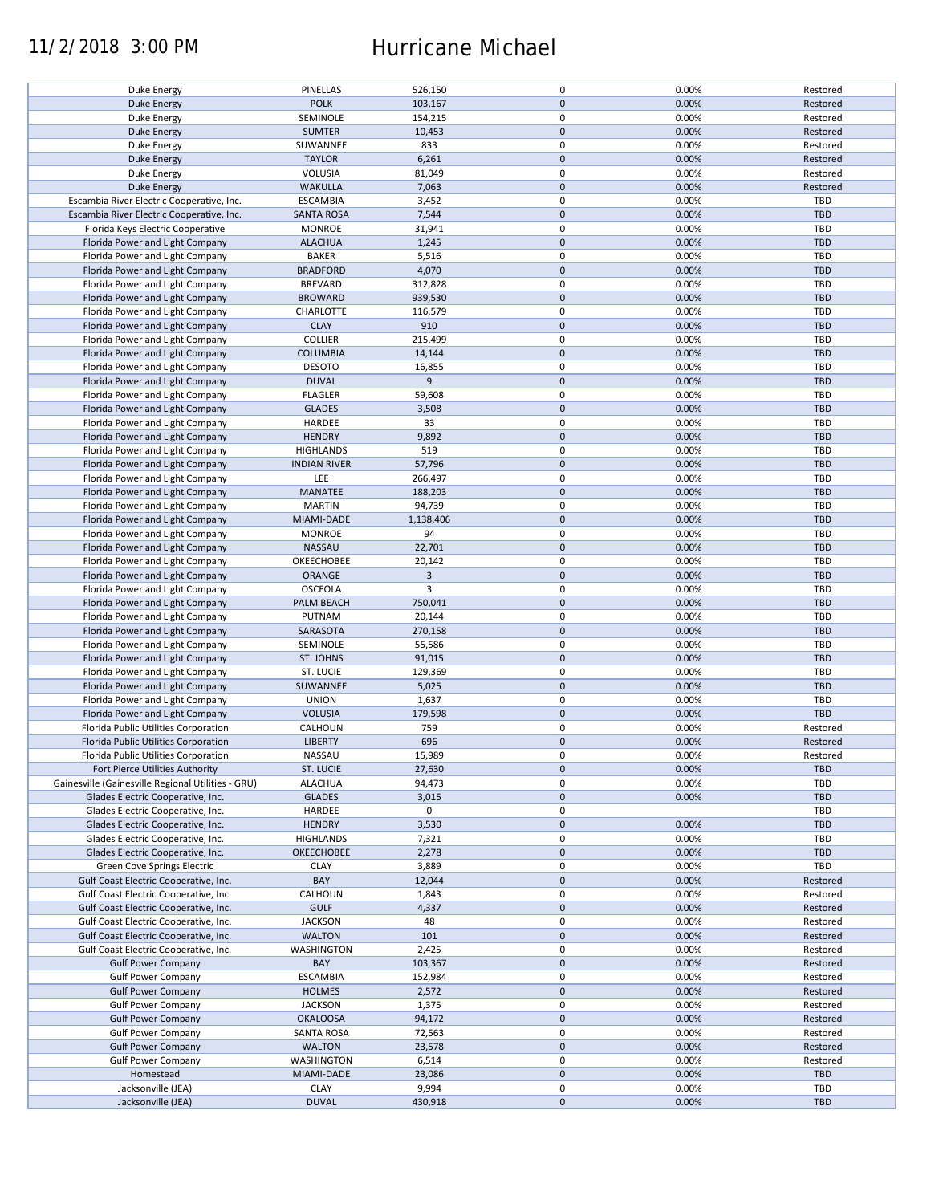11/2/2018 3:00 PM Hurricane Michael

| | | | | | |
|---|---|---|---|---|---|
| Duke Energy | PINELLAS | 526,150 | 0 | 0.00% | Restored |
| Duke Energy | POLK | 103,167 | 0 | 0.00% | Restored |
| Duke Energy | SEMINOLE | 154,215 | 0 | 0.00% | Restored |
| Duke Energy | SUMTER | 10,453 | 0 | 0.00% | Restored |
| Duke Energy | SUWANNEE | 833 | 0 | 0.00% | Restored |
| Duke Energy | TAYLOR | 6,261 | 0 | 0.00% | Restored |
| Duke Energy | VOLUSIA | 81,049 | 0 | 0.00% | Restored |
| Duke Energy | WAKULLA | 7,063 | 0 | 0.00% | Restored |
| Escambia River Electric Cooperative, Inc. | ESCAMBIA | 3,452 | 0 | 0.00% | TBD |
| Escambia River Electric Cooperative, Inc. | SANTA ROSA | 7,544 | 0 | 0.00% | TBD |
| Florida Keys Electric Cooperative | MONROE | 31,941 | 0 | 0.00% | TBD |
| Florida Power and Light Company | ALACHUA | 1,245 | 0 | 0.00% | TBD |
| Florida Power and Light Company | BAKER | 5,516 | 0 | 0.00% | TBD |
| Florida Power and Light Company | BRADFORD | 4,070 | 0 | 0.00% | TBD |
| Florida Power and Light Company | BREVARD | 312,828 | 0 | 0.00% | TBD |
| Florida Power and Light Company | BROWARD | 939,530 | 0 | 0.00% | TBD |
| Florida Power and Light Company | CHARLOTTE | 116,579 | 0 | 0.00% | TBD |
| Florida Power and Light Company | CLAY | 910 | 0 | 0.00% | TBD |
| Florida Power and Light Company | COLLIER | 215,499 | 0 | 0.00% | TBD |
| Florida Power and Light Company | COLUMBIA | 14,144 | 0 | 0.00% | TBD |
| Florida Power and Light Company | DESOTO | 16,855 | 0 | 0.00% | TBD |
| Florida Power and Light Company | DUVAL | 9 | 0 | 0.00% | TBD |
| Florida Power and Light Company | FLAGLER | 59,608 | 0 | 0.00% | TBD |
| Florida Power and Light Company | GLADES | 3,508 | 0 | 0.00% | TBD |
| Florida Power and Light Company | HARDEE | 33 | 0 | 0.00% | TBD |
| Florida Power and Light Company | HENDRY | 9,892 | 0 | 0.00% | TBD |
| Florida Power and Light Company | HIGHLANDS | 519 | 0 | 0.00% | TBD |
| Florida Power and Light Company | INDIAN RIVER | 57,796 | 0 | 0.00% | TBD |
| Florida Power and Light Company | LEE | 266,497 | 0 | 0.00% | TBD |
| Florida Power and Light Company | MANATEE | 188,203 | 0 | 0.00% | TBD |
| Florida Power and Light Company | MARTIN | 94,739 | 0 | 0.00% | TBD |
| Florida Power and Light Company | MIAMI-DADE | 1,138,406 | 0 | 0.00% | TBD |
| Florida Power and Light Company | MONROE | 94 | 0 | 0.00% | TBD |
| Florida Power and Light Company | NASSAU | 22,701 | 0 | 0.00% | TBD |
| Florida Power and Light Company | OKEECHOBEE | 20,142 | 0 | 0.00% | TBD |
| Florida Power and Light Company | ORANGE | 3 | 0 | 0.00% | TBD |
| Florida Power and Light Company | OSCEOLA | 3 | 0 | 0.00% | TBD |
| Florida Power and Light Company | PALM BEACH | 750,041 | 0 | 0.00% | TBD |
| Florida Power and Light Company | PUTNAM | 20,144 | 0 | 0.00% | TBD |
| Florida Power and Light Company | SARASOTA | 270,158 | 0 | 0.00% | TBD |
| Florida Power and Light Company | SEMINOLE | 55,586 | 0 | 0.00% | TBD |
| Florida Power and Light Company | ST. JOHNS | 91,015 | 0 | 0.00% | TBD |
| Florida Power and Light Company | ST. LUCIE | 129,369 | 0 | 0.00% | TBD |
| Florida Power and Light Company | SUWANNEE | 5,025 | 0 | 0.00% | TBD |
| Florida Power and Light Company | UNION | 1,637 | 0 | 0.00% | TBD |
| Florida Power and Light Company | VOLUSIA | 179,598 | 0 | 0.00% | TBD |
| Florida Public Utilities Corporation | CALHOUN | 759 | 0 | 0.00% | Restored |
| Florida Public Utilities Corporation | LIBERTY | 696 | 0 | 0.00% | Restored |
| Florida Public Utilities Corporation | NASSAU | 15,989 | 0 | 0.00% | Restored |
| Fort Pierce Utilities Authority | ST. LUCIE | 27,630 | 0 | 0.00% | TBD |
| Gainesville (Gainesville Regional Utilities - GRU) | ALACHUA | 94,473 | 0 | 0.00% | TBD |
| Glades Electric Cooperative, Inc. | GLADES | 3,015 | 0 | 0.00% | TBD |
| Glades Electric Cooperative, Inc. | HARDEE | 0 | 0 | | TBD |
| Glades Electric Cooperative, Inc. | HENDRY | 3,530 | 0 | 0.00% | TBD |
| Glades Electric Cooperative, Inc. | HIGHLANDS | 7,321 | 0 | 0.00% | TBD |
| Glades Electric Cooperative, Inc. | OKEECHOBEE | 2,278 | 0 | 0.00% | TBD |
| Green Cove Springs Electric | CLAY | 3,889 | 0 | 0.00% | TBD |
| Gulf Coast Electric Cooperative, Inc. | BAY | 12,044 | 0 | 0.00% | Restored |
| Gulf Coast Electric Cooperative, Inc. | CALHOUN | 1,843 | 0 | 0.00% | Restored |
| Gulf Coast Electric Cooperative, Inc. | GULF | 4,337 | 0 | 0.00% | Restored |
| Gulf Coast Electric Cooperative, Inc. | JACKSON | 48 | 0 | 0.00% | Restored |
| Gulf Coast Electric Cooperative, Inc. | WALTON | 101 | 0 | 0.00% | Restored |
| Gulf Coast Electric Cooperative, Inc. | WASHINGTON | 2,425 | 0 | 0.00% | Restored |
| Gulf Power Company | BAY | 103,367 | 0 | 0.00% | Restored |
| Gulf Power Company | ESCAMBIA | 152,984 | 0 | 0.00% | Restored |
| Gulf Power Company | HOLMES | 2,572 | 0 | 0.00% | Restored |
| Gulf Power Company | JACKSON | 1,375 | 0 | 0.00% | Restored |
| Gulf Power Company | OKALOOSA | 94,172 | 0 | 0.00% | Restored |
| Gulf Power Company | SANTA ROSA | 72,563 | 0 | 0.00% | Restored |
| Gulf Power Company | WALTON | 23,578 | 0 | 0.00% | Restored |
| Gulf Power Company | WASHINGTON | 6,514 | 0 | 0.00% | Restored |
| Homestead | MIAMI-DADE | 23,086 | 0 | 0.00% | TBD |
| Jacksonville (JEA) | CLAY | 9,994 | 0 | 0.00% | TBD |
| Jacksonville (JEA) | DUVAL | 430,918 | 0 | 0.00% | TBD |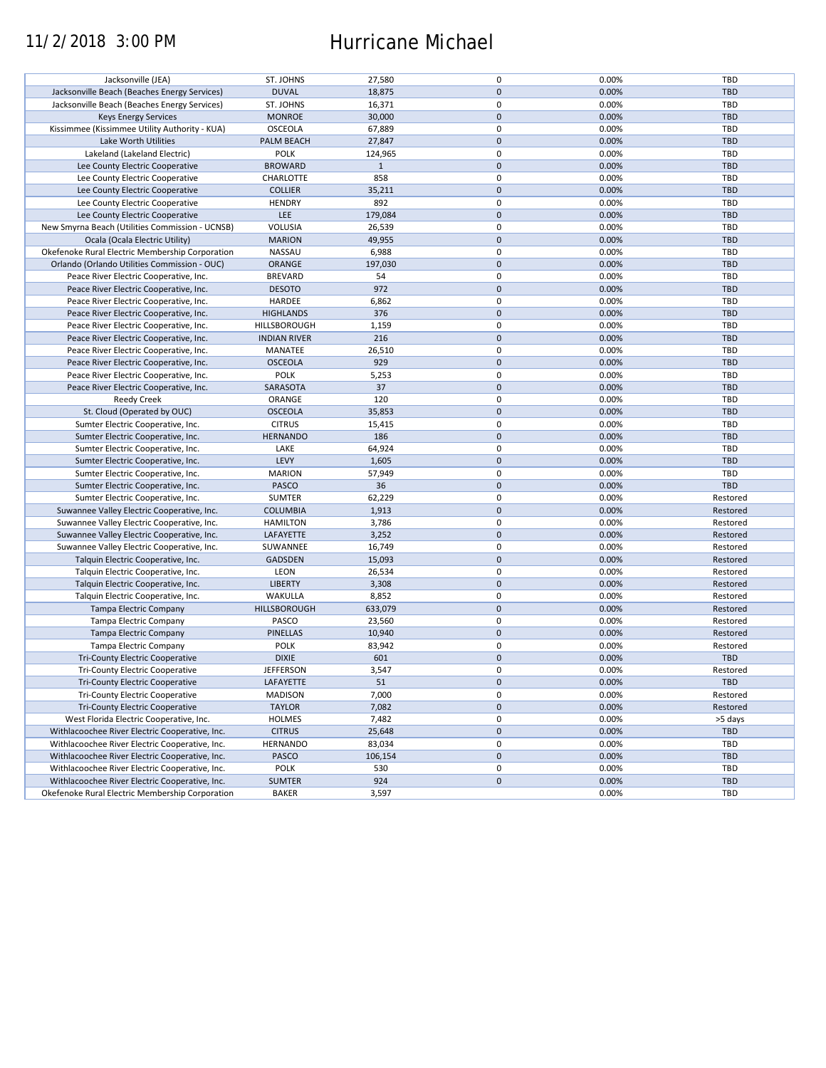11/2/2018 3:00 PM

# Hurricane Michael

| | | | | | |
|---|---|---|---|---|---|
| Jacksonville (JEA) | ST. JOHNS | 27,580 | 0 | 0.00% | TBD |
| Jacksonville Beach (Beaches Energy Services) | DUVAL | 18,875 | 0 | 0.00% | TBD |
| Jacksonville Beach (Beaches Energy Services) | ST. JOHNS | 16,371 | 0 | 0.00% | TBD |
| Keys Energy Services | MONROE | 30,000 | 0 | 0.00% | TBD |
| Kissimmee (Kissimmee Utility Authority - KUA) | OSCEOLA | 67,889 | 0 | 0.00% | TBD |
| Lake Worth Utilities | PALM BEACH | 27,847 | 0 | 0.00% | TBD |
| Lakeland (Lakeland Electric) | POLK | 124,965 | 0 | 0.00% | TBD |
| Lee County Electric Cooperative | BROWARD | 1 | 0 | 0.00% | TBD |
| Lee County Electric Cooperative | CHARLOTTE | 858 | 0 | 0.00% | TBD |
| Lee County Electric Cooperative | COLLIER | 35,211 | 0 | 0.00% | TBD |
| Lee County Electric Cooperative | HENDRY | 892 | 0 | 0.00% | TBD |
| Lee County Electric Cooperative | LEE | 179,084 | 0 | 0.00% | TBD |
| New Smyrna Beach (Utilities Commission - UCNSB) | VOLUSIA | 26,539 | 0 | 0.00% | TBD |
| Ocala (Ocala Electric Utility) | MARION | 49,955 | 0 | 0.00% | TBD |
| Okefenoke Rural Electric Membership Corporation | NASSAU | 6,988 | 0 | 0.00% | TBD |
| Orlando (Orlando Utilities Commission - OUC) | ORANGE | 197,030 | 0 | 0.00% | TBD |
| Peace River Electric Cooperative, Inc. | BREVARD | 54 | 0 | 0.00% | TBD |
| Peace River Electric Cooperative, Inc. | DESOTO | 972 | 0 | 0.00% | TBD |
| Peace River Electric Cooperative, Inc. | HARDEE | 6,862 | 0 | 0.00% | TBD |
| Peace River Electric Cooperative, Inc. | HIGHLANDS | 376 | 0 | 0.00% | TBD |
| Peace River Electric Cooperative, Inc. | HILLSBOROUGH | 1,159 | 0 | 0.00% | TBD |
| Peace River Electric Cooperative, Inc. | INDIAN RIVER | 216 | 0 | 0.00% | TBD |
| Peace River Electric Cooperative, Inc. | MANATEE | 26,510 | 0 | 0.00% | TBD |
| Peace River Electric Cooperative, Inc. | OSCEOLA | 929 | 0 | 0.00% | TBD |
| Peace River Electric Cooperative, Inc. | POLK | 5,253 | 0 | 0.00% | TBD |
| Peace River Electric Cooperative, Inc. | SARASOTA | 37 | 0 | 0.00% | TBD |
| Reedy Creek | ORANGE | 120 | 0 | 0.00% | TBD |
| St. Cloud (Operated by OUC) | OSCEOLA | 35,853 | 0 | 0.00% | TBD |
| Sumter Electric Cooperative, Inc. | CITRUS | 15,415 | 0 | 0.00% | TBD |
| Sumter Electric Cooperative, Inc. | HERNANDO | 186 | 0 | 0.00% | TBD |
| Sumter Electric Cooperative, Inc. | LAKE | 64,924 | 0 | 0.00% | TBD |
| Sumter Electric Cooperative, Inc. | LEVY | 1,605 | 0 | 0.00% | TBD |
| Sumter Electric Cooperative, Inc. | MARION | 57,949 | 0 | 0.00% | TBD |
| Sumter Electric Cooperative, Inc. | PASCO | 36 | 0 | 0.00% | TBD |
| Sumter Electric Cooperative, Inc. | SUMTER | 62,229 | 0 | 0.00% | Restored |
| Suwannee Valley Electric Cooperative, Inc. | COLUMBIA | 1,913 | 0 | 0.00% | Restored |
| Suwannee Valley Electric Cooperative, Inc. | HAMILTON | 3,786 | 0 | 0.00% | Restored |
| Suwannee Valley Electric Cooperative, Inc. | LAFAYETTE | 3,252 | 0 | 0.00% | Restored |
| Suwannee Valley Electric Cooperative, Inc. | SUWANNEE | 16,749 | 0 | 0.00% | Restored |
| Talquin Electric Cooperative, Inc. | GADSDEN | 15,093 | 0 | 0.00% | Restored |
| Talquin Electric Cooperative, Inc. | LEON | 26,534 | 0 | 0.00% | Restored |
| Talquin Electric Cooperative, Inc. | LIBERTY | 3,308 | 0 | 0.00% | Restored |
| Talquin Electric Cooperative, Inc. | WAKULLA | 8,852 | 0 | 0.00% | Restored |
| Tampa Electric Company | HILLSBOROUGH | 633,079 | 0 | 0.00% | Restored |
| Tampa Electric Company | PASCO | 23,560 | 0 | 0.00% | Restored |
| Tampa Electric Company | PINELLAS | 10,940 | 0 | 0.00% | Restored |
| Tampa Electric Company | POLK | 83,942 | 0 | 0.00% | Restored |
| Tri-County Electric Cooperative | DIXIE | 601 | 0 | 0.00% | TBD |
| Tri-County Electric Cooperative | JEFFERSON | 3,547 | 0 | 0.00% | Restored |
| Tri-County Electric Cooperative | LAFAYETTE | 51 | 0 | 0.00% | TBD |
| Tri-County Electric Cooperative | MADISON | 7,000 | 0 | 0.00% | Restored |
| Tri-County Electric Cooperative | TAYLOR | 7,082 | 0 | 0.00% | Restored |
| West Florida Electric Cooperative, Inc. | HOLMES | 7,482 | 0 | 0.00% | >5 days |
| Withlacoochee River Electric Cooperative, Inc. | CITRUS | 25,648 | 0 | 0.00% | TBD |
| Withlacoochee River Electric Cooperative, Inc. | HERNANDO | 83,034 | 0 | 0.00% | TBD |
| Withlacoochee River Electric Cooperative, Inc. | PASCO | 106,154 | 0 | 0.00% | TBD |
| Withlacoochee River Electric Cooperative, Inc. | POLK | 530 | 0 | 0.00% | TBD |
| Withlacoochee River Electric Cooperative, Inc. | SUMTER | 924 | 0 | 0.00% | TBD |
| Okefenoke Rural Electric Membership Corporation | BAKER | 3,597 | | 0.00% | TBD |